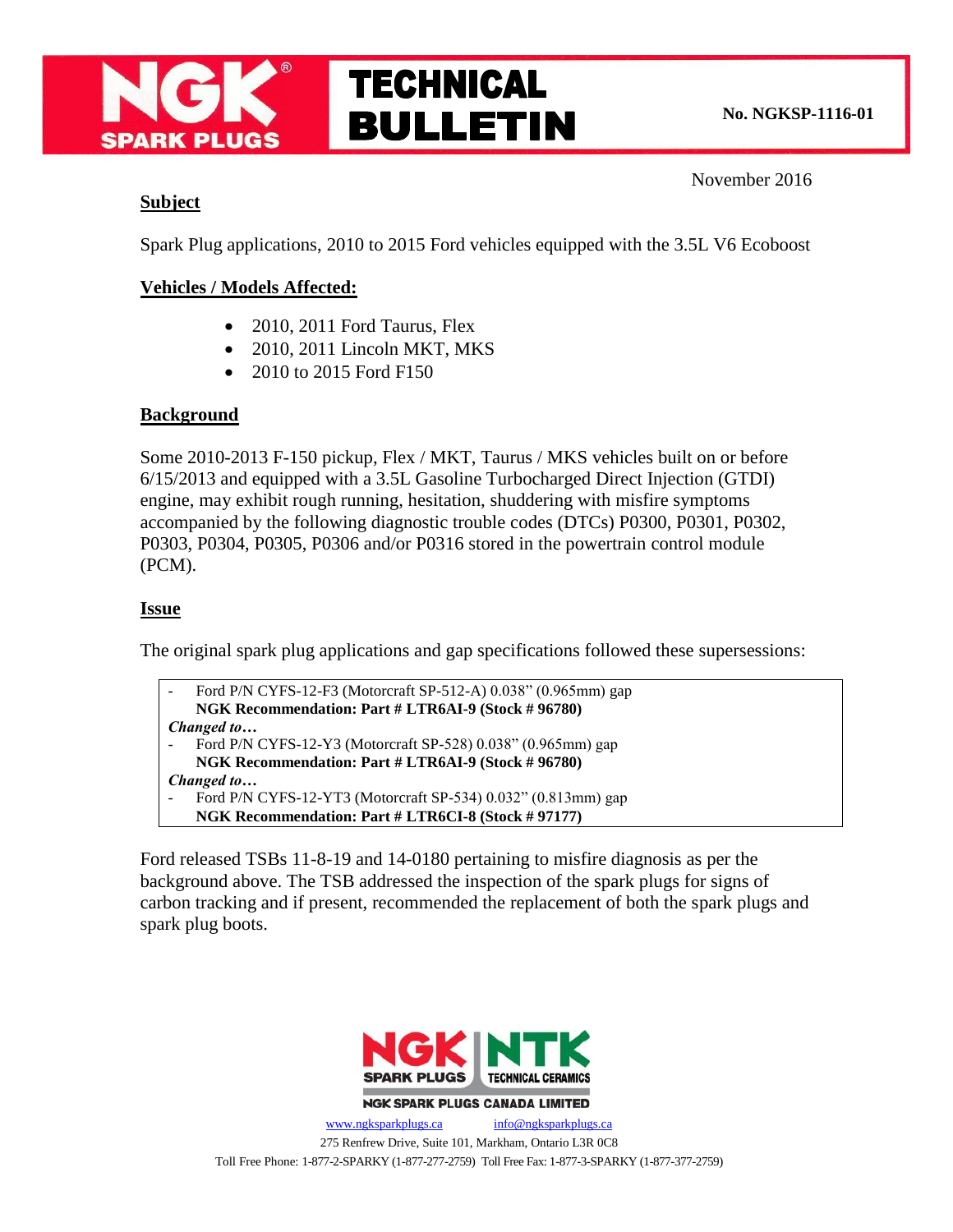# NGK SPARK PLUGS TECHNICAL BULLETIN

**No. NGKSP-1116-01**

November 2016

## Subject

Spark Plug applications, 2010 to 2015 Ford vehicles equipped with the 3.5L V6 Ecoboost

## Vehicles / Models Affected:

- 2010, 2011 Ford Taurus, Flex
- 2010, 2011 Lincoln MKT, MKS
- 2010 to 2015 Ford F150

## Background

Some 2010-2013 F-150 pickup, Flex / MKT, Taurus / MKS vehicles built on or before 6/15/2013 and equipped with a 3.5L Gasoline Turbocharged Direct Injection (GTDI) engine, may exhibit rough running, hesitation, shuddering with misfire symptoms accompanied by the following diagnostic trouble codes (DTCs) P0300, P0301, P0302, P0303, P0304, P0305, P0306 and/or P0316 stored in the powertrain control module (PCM).

## Issue

The original spark plug applications and gap specifications followed these supersessions:

- Ford P/N CYFS-12-F3 (Motorcraft SP-512-A) 0.038" (0.965mm) gap
  **NGK Recommendation: Part # LTR6AI-9 (Stock # 96780)**

***Changed to…***

- Ford P/N CYFS-12-Y3 (Motorcraft SP-528) 0.038" (0.965mm) gap
  **NGK Recommendation: Part # LTR6AI-9 (Stock # 96780)**

***Changed to…***

- Ford P/N CYFS-12-YT3 (Motorcraft SP-534) 0.032" (0.813mm) gap
  **NGK Recommendation: Part # LTR6CI-8 (Stock # 97177)**

Ford released TSBs 11-8-19 and 14-0180 pertaining to misfire diagnosis as per the background above. The TSB addressed the inspection of the spark plugs for signs of carbon tracking and if present, recommended the replacement of both the spark plugs and spark plug boots.

NGK SPARK PLUGS | NTK TECHNICAL CERAMICS

NGK SPARK PLUGS CANADA LIMITED

www.ngksparkplugs.ca    info@ngksparkplugs.ca

275 Renfrew Drive, Suite 101, Markham, Ontario L3R 0C8

Toll Free Phone: 1-877-2-SPARKY (1-877-277-2759) Toll Free Fax: 1-877-3-SPARKY (1-877-377-2759)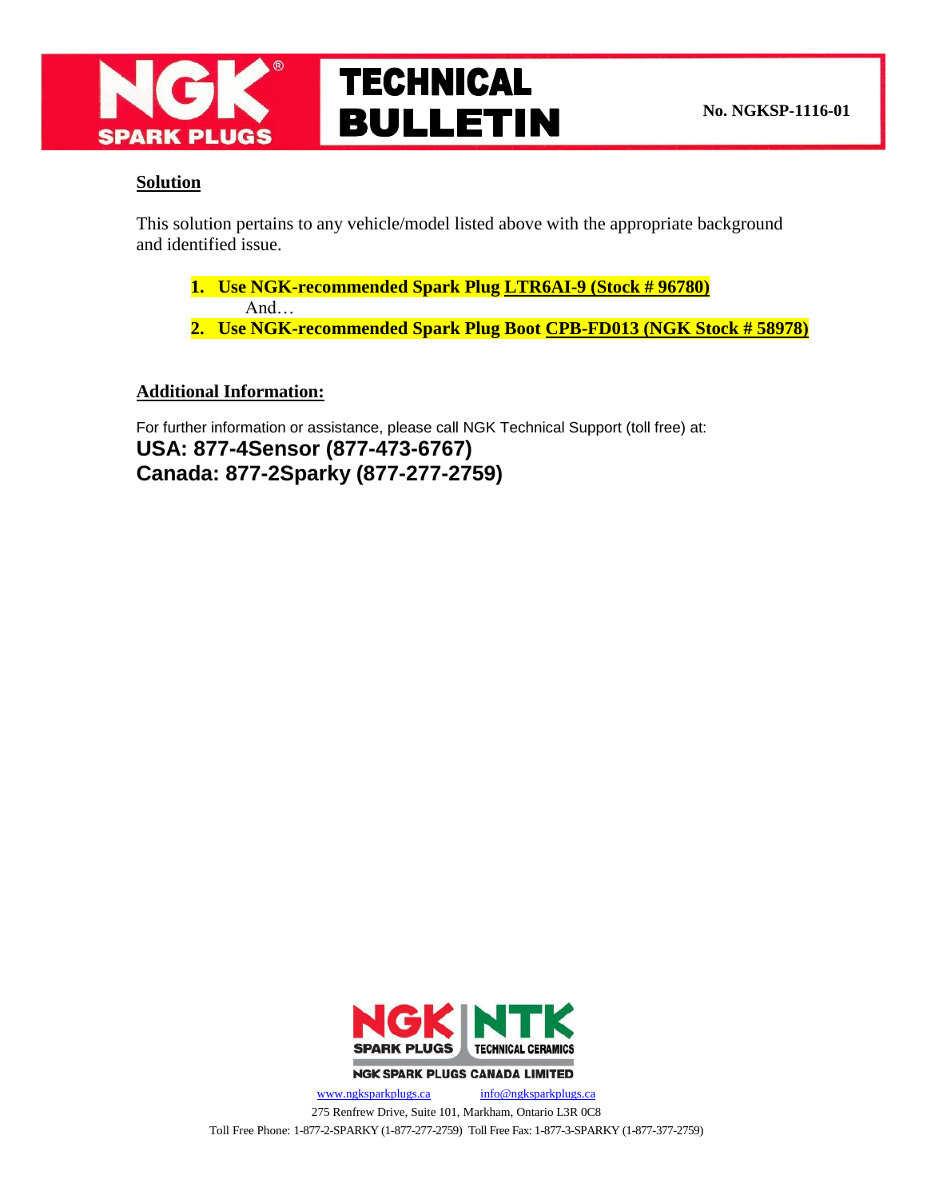## Solution

This solution pertains to any vehicle/model listed above with the appropriate background and identified issue.

1. **Use NGK-recommended Spark Plug LTR6AI-9 (Stock # 96780)**

   And…

2. **Use NGK-recommended Spark Plug Boot CPB-FD013 (NGK Stock # 58978)**

## Additional Information:

For further information or assistance, please call NGK Technical Support (toll free) at:

**USA: 877-4Sensor (877-473-6767)**

**Canada: 877-2Sparky (877-277-2759)**

NGK SPARK PLUGS CANADA LIMITED

www.ngksparkplugs.ca info@ngksparkplugs.ca

275 Renfrew Drive, Suite 101, Markham, Ontario L3R 0C8

Toll Free Phone: 1-877-2-SPARKY (1-877-277-2759) Toll Free Fax: 1-877-3-SPARKY (1-877-377-2759)